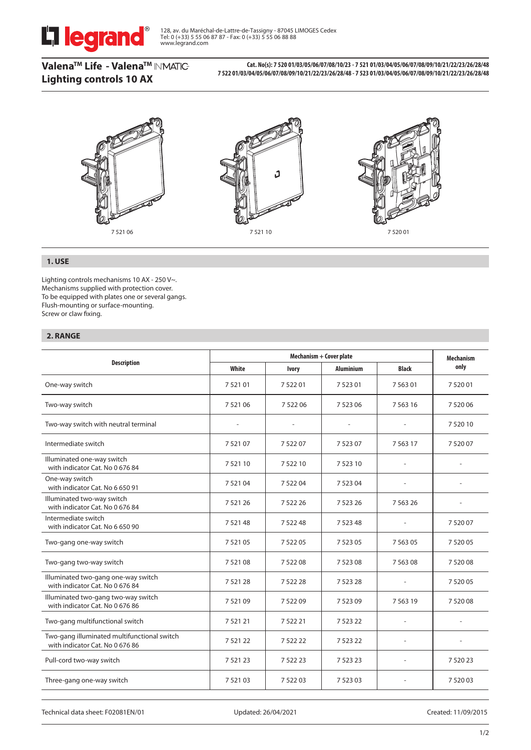128, av. du Maréchal-de-Lattre-de-Tassigny - 87045 LIMOGES Cedex
Tel: 0 (+33) 5 55 06 87 87 - Fax: 0 (+33) 5 55 06 88 88
www.legrand.com

# Valena™ Life - Valena™ INMATIC Lighting controls 10 AX

**Cat. No(s): 7 520 01/03/05/06/07/08/10/23 - 7 521 01/03/04/05/06/07/08/09/10/21/22/23/26/28/48 7 522 01/03/04/05/06/07/08/09/10/21/22/23/26/28/48 - 7 523 01/03/04/05/06/07/08/09/10/21/22/23/26/28/48**

7 521 06

7 521 10

7 520 01

## 1. USE

Lighting controls mechanisms 10 AX - 250 V~.
Mechanisms supplied with protection cover.
To be equipped with plates one or several gangs.
Flush-mounting or surface-mounting.
Screw or claw fixing.

## 2. RANGE

| Description | Mechanism + Cover plate | | | | Mechanism only |
|---|---|---|---|---|---|
| | White | Ivory | Aluminium | Black | |
| One-way switch | 7 521 01 | 7 522 01 | 7 523 01 | 7 563 01 | 7 520 01 |
| Two-way switch | 7 521 06 | 7 522 06 | 7 523 06 | 7 563 16 | 7 520 06 |
| Two-way switch with neutral terminal | - | - | - | - | 7 520 10 |
| Intermediate switch | 7 521 07 | 7 522 07 | 7 523 07 | 7 563 17 | 7 520 07 |
| Illuminated one-way switch with indicator Cat. No 0 676 84 | 7 521 10 | 7 522 10 | 7 523 10 | - | - |
| One-way switch with indicator Cat. No 6 650 91 | 7 521 04 | 7 522 04 | 7 523 04 | - | - |
| Illuminated two-way switch with indicator Cat. No 0 676 84 | 7 521 26 | 7 522 26 | 7 523 26 | 7 563 26 | - |
| Intermediate switch with indicator Cat. No 6 650 90 | 7 521 48 | 7 522 48 | 7 523 48 | - | 7 520 07 |
| Two-gang one-way switch | 7 521 05 | 7 522 05 | 7 523 05 | 7 563 05 | 7 520 05 |
| Two-gang two-way switch | 7 521 08 | 7 522 08 | 7 523 08 | 7 563 08 | 7 520 08 |
| Illuminated two-gang one-way switch with indicator Cat. No 0 676 84 | 7 521 28 | 7 522 28 | 7 523 28 | - | 7 520 05 |
| Illuminated two-gang two-way switch with indicator Cat. No 0 676 86 | 7 521 09 | 7 522 09 | 7 523 09 | 7 563 19 | 7 520 08 |
| Two-gang multifunctional switch | 7 521 21 | 7 522 21 | 7 523 22 | - | - |
| Two-gang illuminated multifunctional switch with indicator Cat. No 0 676 86 | 7 521 22 | 7 522 22 | 7 523 22 | - | - |
| Pull-cord two-way switch | 7 521 23 | 7 522 23 | 7 523 23 | - | 7 520 23 |
| Three-gang one-way switch | 7 521 03 | 7 522 03 | 7 523 03 | - | 7 520 03 |

Technical data sheet: F02081EN/01 Updated: 26/04/2021 Created: 11/09/2015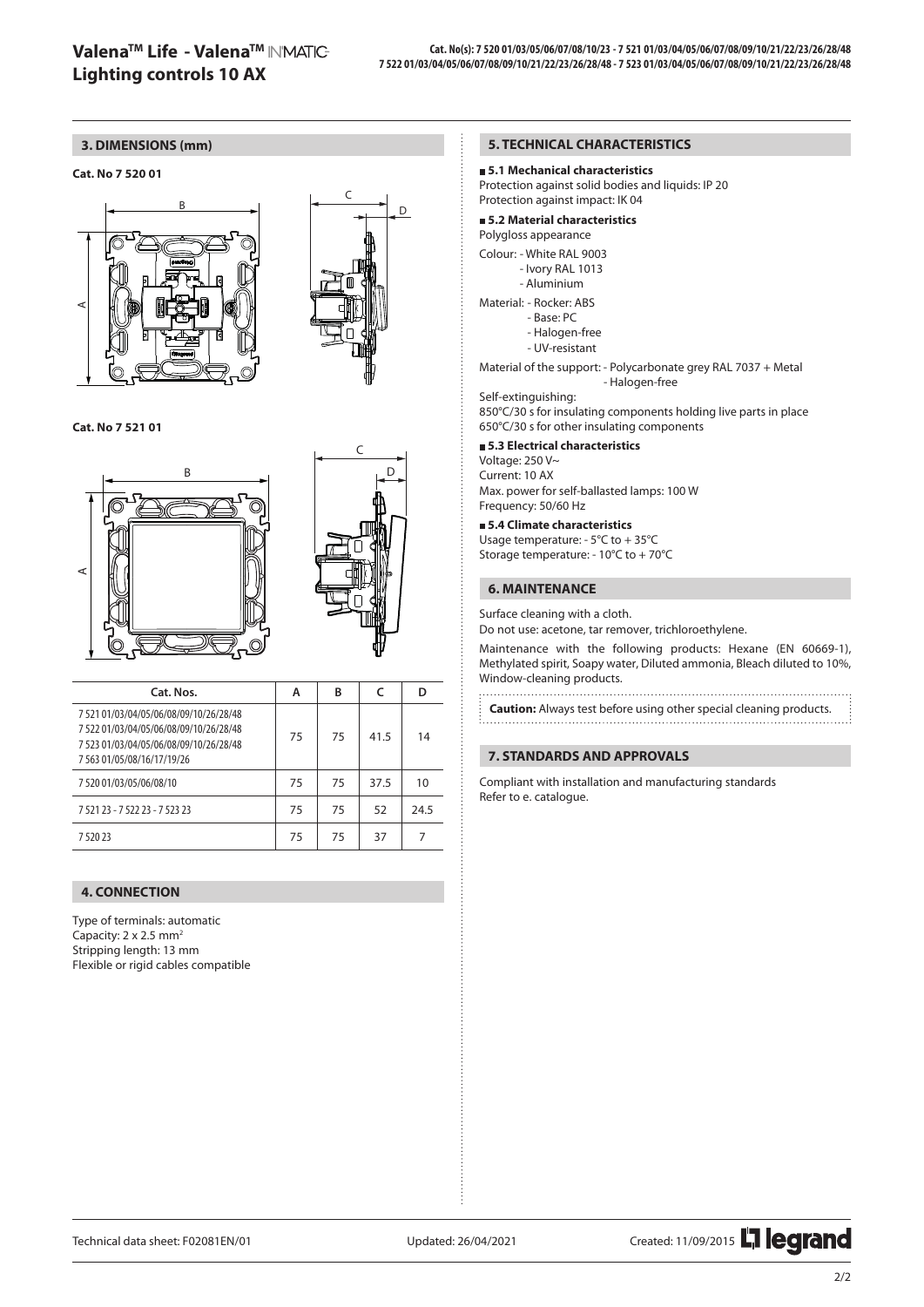## 3. DIMENSIONS (mm)

**Cat. No 7 520 01**

B

A

C

D

**Cat. No 7 521 01**

B

A

C

D

| Cat. Nos. | A | B | C | D |
|---|---|---|---|---|
| 7 521 01/03/04/05/06/08/09/10/26/28/48<br>7 522 01/03/04/05/06/08/09/10/26/28/48<br>7 523 01/03/04/05/06/08/09/10/26/28/48<br>7 563 01/05/08/16/17/19/26 | 75 | 75 | 41.5 | 14 |
| 7 520 01/03/05/06/08/10 | 75 | 75 | 37.5 | 10 |
| 7 521 23 - 7 522 23 - 7 523 23 | 75 | 75 | 52 | 24.5 |
| 7 520 23 | 75 | 75 | 37 | 7 |

## 4. CONNECTION

Type of terminals: automatic
Capacity: 2 x 2.5 mm²
Stripping length: 13 mm
Flexible or rigid cables compatible

## 5. TECHNICAL CHARACTERISTICS

### 5.1 Mechanical characteristics

Protection against solid bodies and liquids: IP 20
Protection against impact: IK 04

### 5.2 Material characteristics

Polygloss appearance

Colour:
- White RAL 9003
- Ivory RAL 1013
- Aluminium

Material:
- Rocker: ABS
- Base: PC
- Halogen-free
- UV-resistant

Material of the support:
- Polycarbonate grey RAL 7037 + Metal
- Halogen-free

Self-extinguishing:
850°C/30 s for insulating components holding live parts in place
650°C/30 s for other insulating components

### 5.3 Electrical characteristics

Voltage: 250 V~
Current: 10 AX
Max. power for self-ballasted lamps: 100 W
Frequency: 50/60 Hz

### 5.4 Climate characteristics

Usage temperature: - 5°C to + 35°C
Storage temperature: - 10°C to + 70°C

## 6. MAINTENANCE

Surface cleaning with a cloth.
Do not use: acetone, tar remover, trichloroethylene.

Maintenance with the following products: Hexane (EN 60669-1), Methylated spirit, Soapy water, Diluted ammonia, Bleach diluted to 10%, Window-cleaning products.

**Caution:** Always test before using other special cleaning products.

## 7. STANDARDS AND APPROVALS

Compliant with installation and manufacturing standards
Refer to e. catalogue.

Technical data sheet: F02081EN/01 Updated: 26/04/2021 Created: 11/09/2015